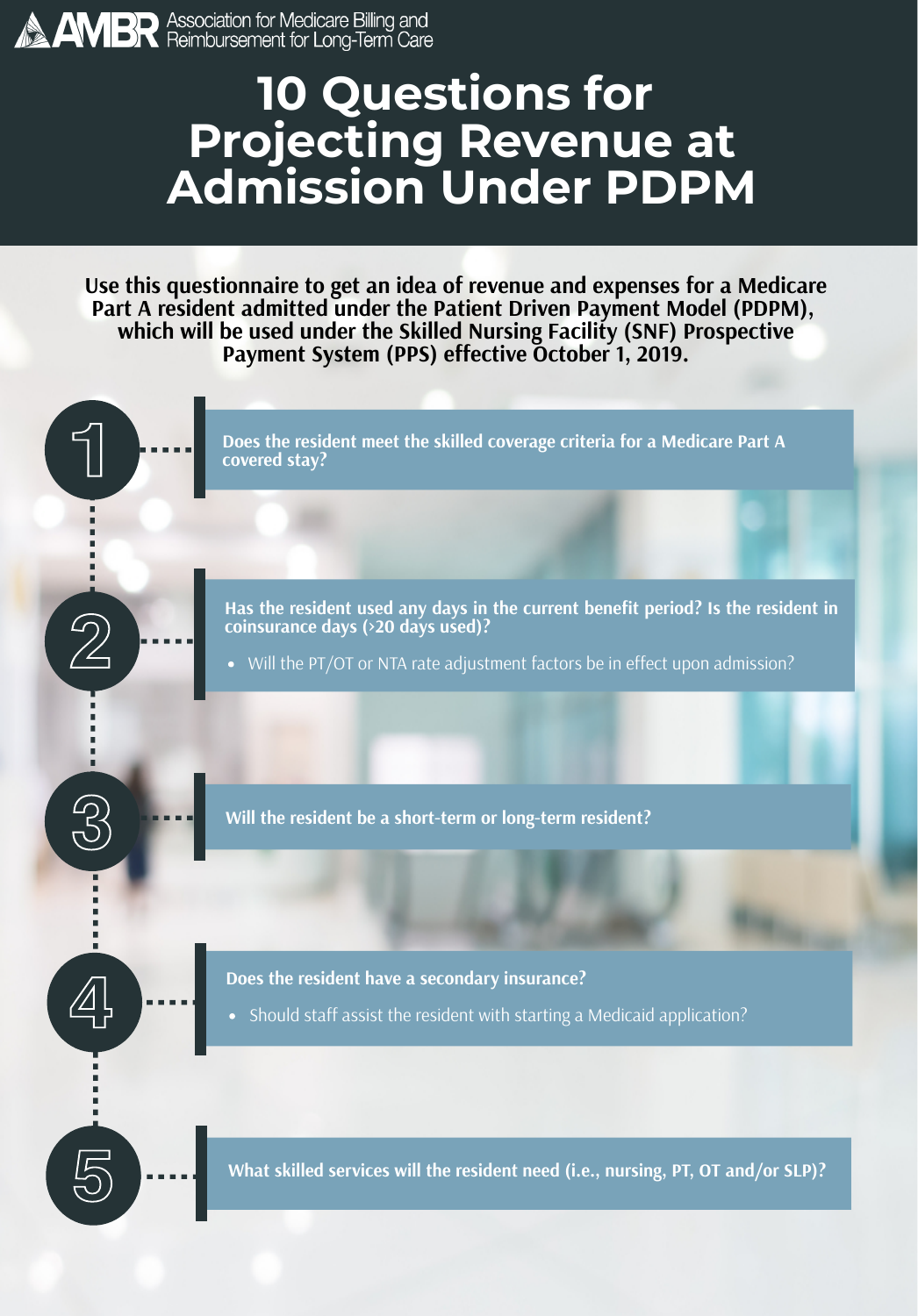**AMBR** Association for Medicare Billing and Reimbursement for Long-Term Care

# 10 Questions for Projecting Revenue at Admission Under PDPM

**Use this questionnaire to get an idea of revenue and expenses for a Medicare Part A resident admitted under the Patient Driven Payment Model (PDPM), which will be used under the Skilled Nursing Facility (SNF) Prospective Payment System (PPS) effective October 1, 2019.**

1. **Does the resident meet the skilled coverage criteria for a Medicare Part A covered stay?**

2. **Has the resident used any days in the current benefit period? Is the resident in coinsurance days (>20 days used)?**
   - Will the PT/OT or NTA rate adjustment factors be in effect upon admission?

3. **Will the resident be a short-term or long-term resident?**

4. **Does the resident have a secondary insurance?**
   - Should staff assist the resident with starting a Medicaid application?

5. **What skilled services will the resident need (i.e., nursing, PT, OT and/or SLP)?**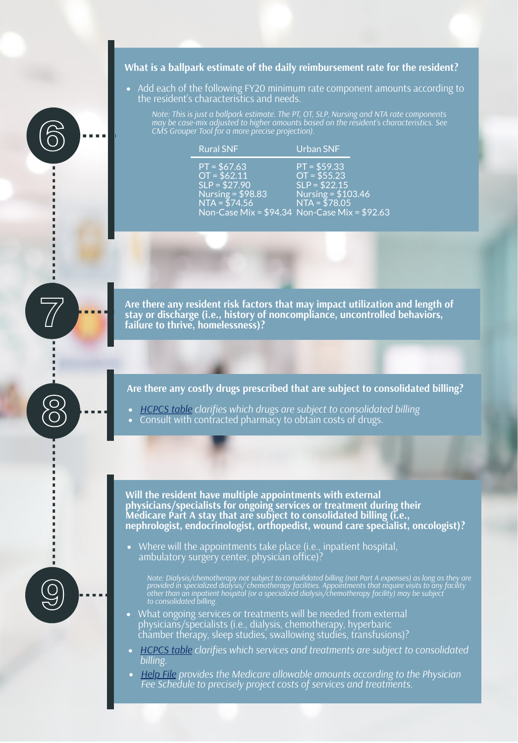## 6

### What is a ballpark estimate of the daily reimbursement rate for the resident?

- Add each of the following FY20 minimum rate component amounts according to the resident's characteristics and needs.

*Note: This is just a ballpark estimate. The PT, OT, SLP, Nursing and NTA rate components may be case-mix adjusted to higher amounts based on the resident's characteristics. See CMS Grouper Tool for a more precise projection).*

| Rural SNF | Urban SNF |
|---|---|
| PT = $67.63 | PT = $59.33 |
| OT = $62.11 | OT = $55.23 |
| SLP = $27.90 | SLP = $22.15 |
| Nursing = $98.83 | Nursing = $103.46 |
| NTA = $74.56 | NTA = $78.05 |
| Non-Case Mix = $94.34 | Non-Case Mix = $92.63 |

## 7

### Are there any resident risk factors that may impact utilization and length of stay or discharge (i.e., history of noncompliance, uncontrolled behaviors, failure to thrive, homelessness)?

## 8

### Are there any costly drugs prescribed that are subject to consolidated billing?

- *HCPCS table clarifies which drugs are subject to consolidated billing*
- Consult with contracted pharmacy to obtain costs of drugs.

## 9

### Will the resident have multiple appointments with external physicians/specialists for ongoing services or treatment during their Medicare Part A stay that are subject to consolidated billing (i.e., nephrologist, endocrinologist, orthopedist, wound care specialist, oncologist)?

- Where will the appointments take place (i.e., inpatient hospital, ambulatory surgery center, physician office)?

*Note: Dialysis/chemotherapy not subject to consolidated billing (not Part A expenses) as long as they are provided in specialized dialysis/ chemotherapy facilities. Appointments that require visits to any facility other than an inpatient hospital (or a specialized dialysis/chemotherapy facility) may be subject to consolidated billing.*

- What ongoing services or treatments will be needed from external physicians/specialists (i.e., dialysis, chemotherapy, hyperbaric chamber therapy, sleep studies, swallowing studies, transfusions)?
- *HCPCS table clarifies which services and treatments are subject to consolidated billing.*
- *Help File provides the Medicare allowable amounts according to the Physician Fee Schedule to precisely project costs of services and treatments.*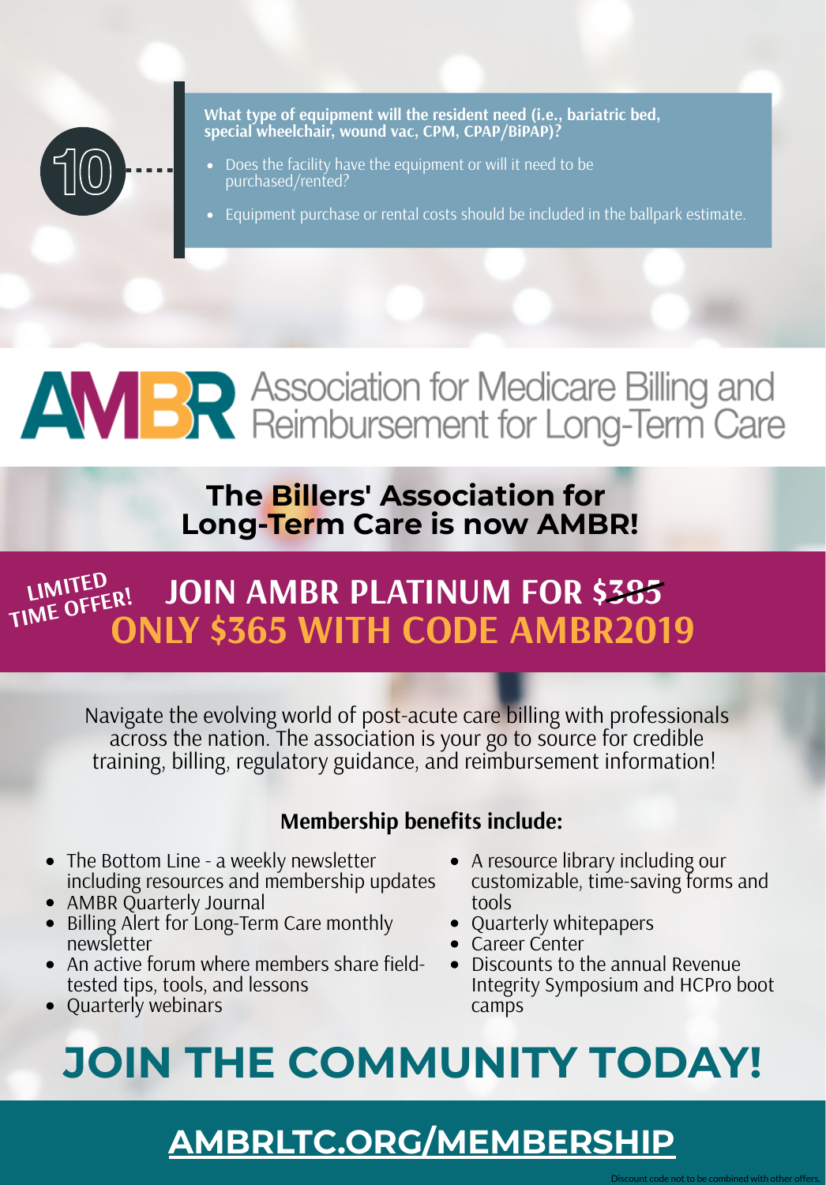10

**What type of equipment will the resident need (i.e., bariatric bed, special wheelchair, wound vac, CPM, CPAP/BiPAP)?**

- Does the facility have the equipment or will it need to be purchased/rented?
- Equipment purchase or rental costs should be included in the ballpark estimate.

# AMBR Association for Medicare Billing and Reimbursement for Long-Term Care

## The Billers' Association for Long-Term Care is now AMBR!

LIMITED TIME OFFER!

## JOIN AMBR PLATINUM FOR ~~$385~~ ONLY $365 WITH CODE AMBR2019

Navigate the evolving world of post-acute care billing with professionals across the nation. The association is your go to source for credible training, billing, regulatory guidance, and reimbursement information!

**Membership benefits include:**

- The Bottom Line - a weekly newsletter including resources and membership updates
- AMBR Quarterly Journal
- Billing Alert for Long-Term Care monthly newsletter
- An active forum where members share field-tested tips, tools, and lessons
- Quarterly webinars
- A resource library including our customizable, time-saving forms and tools
- Quarterly whitepapers
- Career Center
- Discounts to the annual Revenue Integrity Symposium and HCPro boot camps

# JOIN THE COMMUNITY TODAY!

## AMBRLTC.ORG/MEMBERSHIP

Discount code not to be combined with other offers.